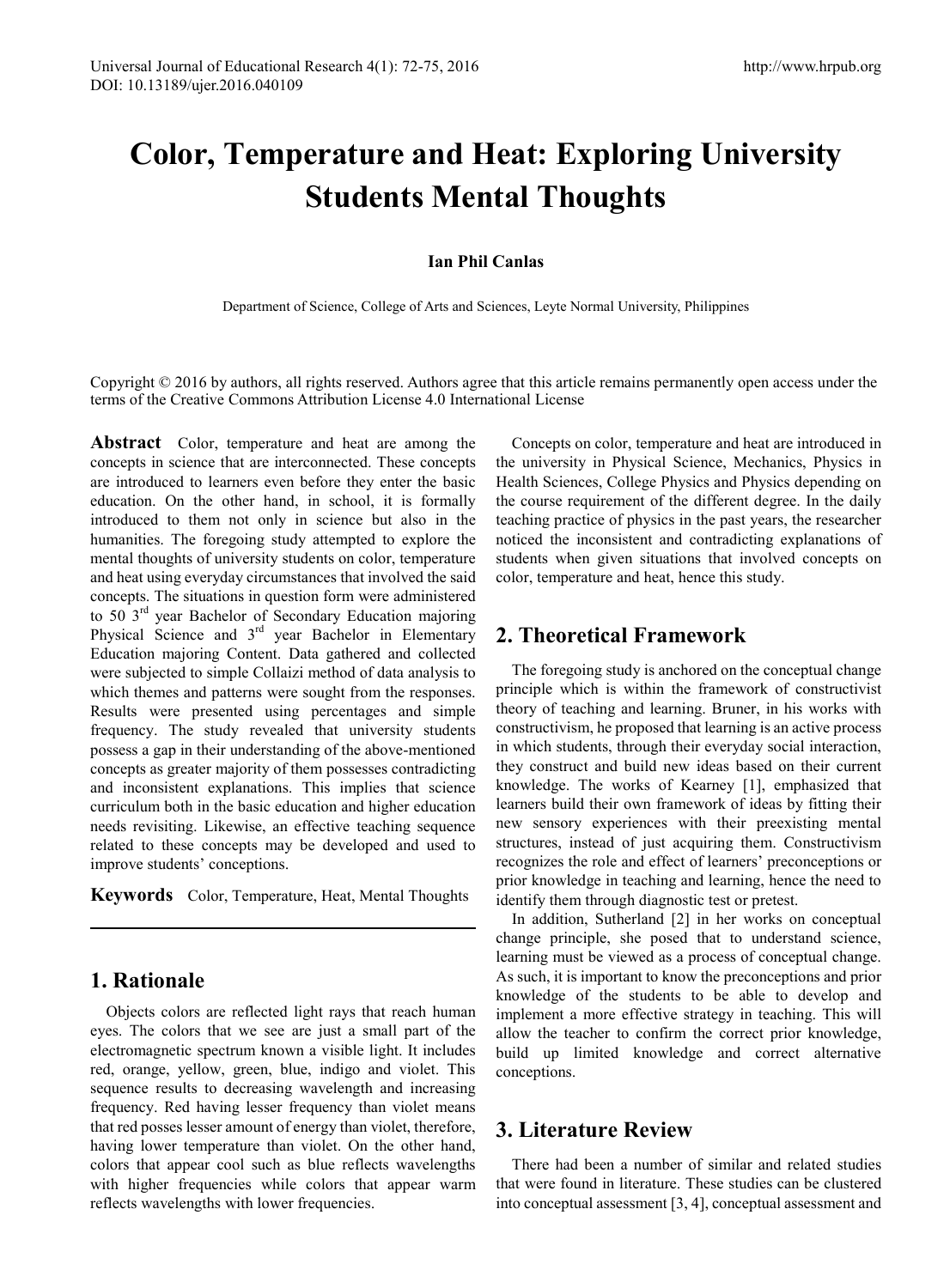# Color, Temperature and Heat: Exploring University Students Mental Thoughts

**Ian Phil Canlas**

Department of Science, College of Arts and Sciences, Leyte Normal University, Philippines

Copyright © 2016 by authors, all rights reserved. Authors agree that this article remains permanently open access under the terms of the Creative Commons Attribution License 4.0 International License

**Abstract** Color, temperature and heat are among the concepts in science that are interconnected. These concepts are introduced to learners even before they enter the basic education. On the other hand, in school, it is formally introduced to them not only in science but also in the humanities. The foregoing study attempted to explore the mental thoughts of university students on color, temperature and heat using everyday circumstances that involved the said concepts. The situations in question form were administered to 50 3rd year Bachelor of Secondary Education majoring Physical Science and 3rd year Bachelor in Elementary Education majoring Content. Data gathered and collected were subjected to simple Collaizi method of data analysis to which themes and patterns were sought from the responses. Results were presented using percentages and simple frequency. The study revealed that university students possess a gap in their understanding of the above-mentioned concepts as greater majority of them possesses contradicting and inconsistent explanations. This implies that science curriculum both in the basic education and higher education needs revisiting. Likewise, an effective teaching sequence related to these concepts may be developed and used to improve students' conceptions.

**Keywords** Color, Temperature, Heat, Mental Thoughts

## 1. Rationale

Objects colors are reflected light rays that reach human eyes. The colors that we see are just a small part of the electromagnetic spectrum known a visible light. It includes red, orange, yellow, green, blue, indigo and violet. This sequence results to decreasing wavelength and increasing frequency. Red having lesser frequency than violet means that red posses lesser amount of energy than violet, therefore, having lower temperature than violet. On the other hand, colors that appear cool such as blue reflects wavelengths with higher frequencies while colors that appear warm reflects wavelengths with lower frequencies.

Concepts on color, temperature and heat are introduced in the university in Physical Science, Mechanics, Physics in Health Sciences, College Physics and Physics depending on the course requirement of the different degree. In the daily teaching practice of physics in the past years, the researcher noticed the inconsistent and contradicting explanations of students when given situations that involved concepts on color, temperature and heat, hence this study.

## 2. Theoretical Framework

The foregoing study is anchored on the conceptual change principle which is within the framework of constructivist theory of teaching and learning. Bruner, in his works with constructivism, he proposed that learning is an active process in which students, through their everyday social interaction, they construct and build new ideas based on their current knowledge. The works of Kearney [1], emphasized that learners build their own framework of ideas by fitting their new sensory experiences with their preexisting mental structures, instead of just acquiring them. Constructivism recognizes the role and effect of learners' preconceptions or prior knowledge in teaching and learning, hence the need to identify them through diagnostic test or pretest.

In addition, Sutherland [2] in her works on conceptual change principle, she posed that to understand science, learning must be viewed as a process of conceptual change. As such, it is important to know the preconceptions and prior knowledge of the students to be able to develop and implement a more effective strategy in teaching. This will allow the teacher to confirm the correct prior knowledge, build up limited knowledge and correct alternative conceptions.

## 3. Literature Review

There had been a number of similar and related studies that were found in literature. These studies can be clustered into conceptual assessment [3, 4], conceptual assessment and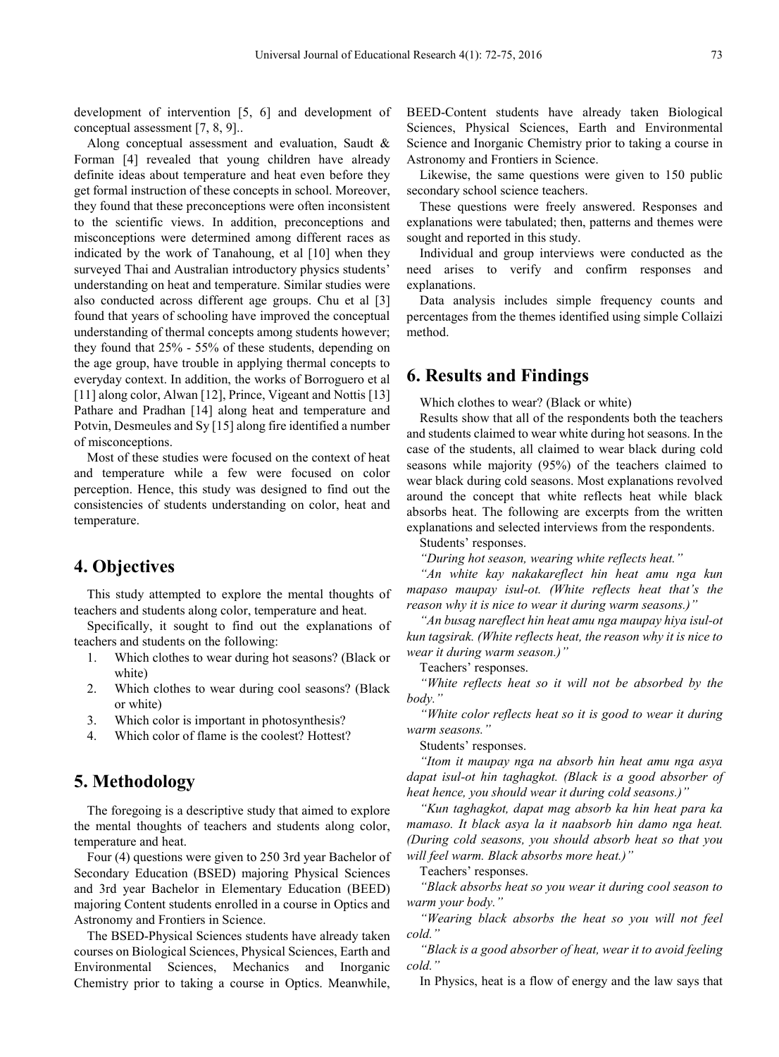development of intervention [5, 6] and development of conceptual assessment [7, 8, 9]..

Along conceptual assessment and evaluation, Saudt & Forman [4] revealed that young children have already definite ideas about temperature and heat even before they get formal instruction of these concepts in school. Moreover, they found that these preconceptions were often inconsistent to the scientific views. In addition, preconceptions and misconceptions were determined among different races as indicated by the work of Tanahoung, et al [10] when they surveyed Thai and Australian introductory physics students' understanding on heat and temperature. Similar studies were also conducted across different age groups. Chu et al [3] found that years of schooling have improved the conceptual understanding of thermal concepts among students however; they found that 25% - 55% of these students, depending on the age group, have trouble in applying thermal concepts to everyday context. In addition, the works of Borroguero et al [11] along color, Alwan [12], Prince, Vigeant and Nottis [13] Pathare and Pradhan [14] along heat and temperature and Potvin, Desmeules and Sy [15] along fire identified a number of misconceptions.

Most of these studies were focused on the context of heat and temperature while a few were focused on color perception. Hence, this study was designed to find out the consistencies of students understanding on color, heat and temperature.

## 4. Objectives

This study attempted to explore the mental thoughts of teachers and students along color, temperature and heat.

Specifically, it sought to find out the explanations of teachers and students on the following:

1. Which clothes to wear during hot seasons? (Black or white)
2. Which clothes to wear during cool seasons? (Black or white)
3. Which color is important in photosynthesis?
4. Which color of flame is the coolest? Hottest?

## 5. Methodology

The foregoing is a descriptive study that aimed to explore the mental thoughts of teachers and students along color, temperature and heat.

Four (4) questions were given to 250 3rd year Bachelor of Secondary Education (BSED) majoring Physical Sciences and 3rd year Bachelor in Elementary Education (BEED) majoring Content students enrolled in a course in Optics and Astronomy and Frontiers in Science.

The BSED-Physical Sciences students have already taken courses on Biological Sciences, Physical Sciences, Earth and Environmental Sciences, Mechanics and Inorganic Chemistry prior to taking a course in Optics. Meanwhile, BEED-Content students have already taken Biological Sciences, Physical Sciences, Earth and Environmental Science and Inorganic Chemistry prior to taking a course in Astronomy and Frontiers in Science.

Likewise, the same questions were given to 150 public secondary school science teachers.

These questions were freely answered. Responses and explanations were tabulated; then, patterns and themes were sought and reported in this study.

Individual and group interviews were conducted as the need arises to verify and confirm responses and explanations.

Data analysis includes simple frequency counts and percentages from the themes identified using simple Collaizi method.

## 6. Results and Findings

Which clothes to wear? (Black or white)

Results show that all of the respondents both the teachers and students claimed to wear white during hot seasons. In the case of the students, all claimed to wear black during cold seasons while majority (95%) of the teachers claimed to wear black during cold seasons. Most explanations revolved around the concept that white reflects heat while black absorbs heat. The following are excerpts from the written explanations and selected interviews from the respondents.

Students' responses.

*"During hot season, wearing white reflects heat."*

*"An white kay nakakareflect hin heat amu nga kun mapaso maupay isul-ot. (White reflects heat that's the reason why it is nice to wear it during warm seasons.)"*

*"An busag nareflect hin heat amu nga maupay hiya isul-ot kun tagsirak. (White reflects heat, the reason why it is nice to wear it during warm season.)"*

Teachers' responses.

*"White reflects heat so it will not be absorbed by the body."*

*"White color reflects heat so it is good to wear it during warm seasons."*

Students' responses.

*"Itom it maupay nga na absorb hin heat amu nga asya dapat isul-ot hin taghagkot. (Black is a good absorber of heat hence, you should wear it during cold seasons.)"*

*"Kun taghagkot, dapat mag absorb ka hin heat para ka mamaso. It black asya la it naabsorb hin damo nga heat. (During cold seasons, you should absorb heat so that you will feel warm. Black absorbs more heat.)"*

Teachers' responses.

*"Black absorbs heat so you wear it during cool season to warm your body."*

*"Wearing black absorbs the heat so you will not feel cold."*

*"Black is a good absorber of heat, wear it to avoid feeling cold."*

In Physics, heat is a flow of energy and the law says that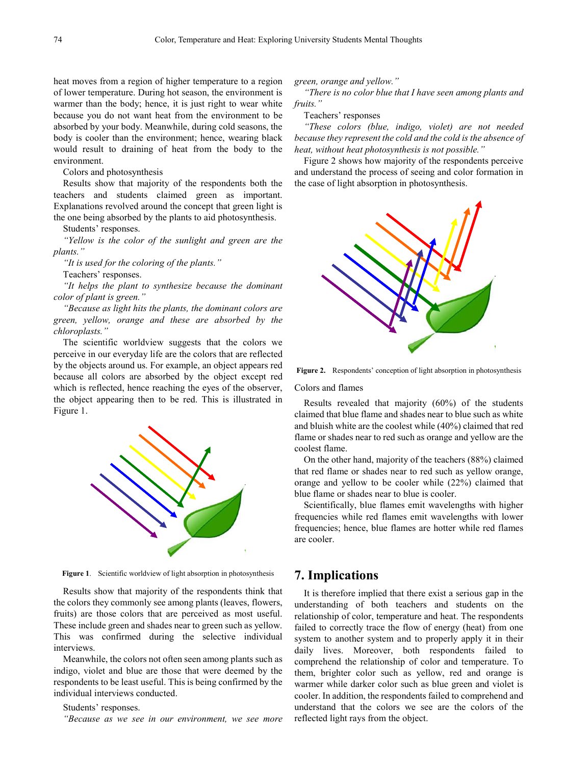heat moves from a region of higher temperature to a region of lower temperature. During hot season, the environment is warmer than the body; hence, it is just right to wear white because you do not want heat from the environment to be absorbed by your body. Meanwhile, during cold seasons, the body is cooler than the environment; hence, wearing black would result to draining of heat from the body to the environment.

Colors and photosynthesis

Results show that majority of the respondents both the teachers and students claimed green as important. Explanations revolved around the concept that green light is the one being absorbed by the plants to aid photosynthesis.

Students' responses.

*"Yellow is the color of the sunlight and green are the plants."*

*"It is used for the coloring of the plants."*

Teachers' responses.

*"It helps the plant to synthesize because the dominant color of plant is green."*

*"Because as light hits the plants, the dominant colors are green, yellow, orange and these are absorbed by the chloroplasts."*

The scientific worldview suggests that the colors we perceive in our everyday life are the colors that are reflected by the objects around us. For example, an object appears red because all colors are absorbed by the object except red which is reflected, hence reaching the eyes of the observer, the object appearing then to be red. This is illustrated in Figure 1.

**Figure 1**. Scientific worldview of light absorption in photosynthesis

Results show that majority of the respondents think that the colors they commonly see among plants (leaves, flowers, fruits) are those colors that are perceived as most useful. These include green and shades near to green such as yellow. This was confirmed during the selective individual interviews.

Meanwhile, the colors not often seen among plants such as indigo, violet and blue are those that were deemed by the respondents to be least useful. This is being confirmed by the individual interviews conducted.

Students' responses.

*"Because as we see in our environment, we see more green, orange and yellow."*

*"There is no color blue that I have seen among plants and fruits."*

Teachers' responses

*"These colors (blue, indigo, violet) are not needed because they represent the cold and the cold is the absence of heat, without heat photosynthesis is not possible."*

Figure 2 shows how majority of the respondents perceive and understand the process of seeing and color formation in the case of light absorption in photosynthesis.

**Figure 2.** Respondents' conception of light absorption in photosynthesis

Colors and flames

Results revealed that majority (60%) of the students claimed that blue flame and shades near to blue such as white and bluish white are the coolest while (40%) claimed that red flame or shades near to red such as orange and yellow are the coolest flame.

On the other hand, majority of the teachers (88%) claimed that red flame or shades near to red such as yellow orange, orange and yellow to be cooler while (22%) claimed that blue flame or shades near to blue is cooler.

Scientifically, blue flames emit wavelengths with higher frequencies while red flames emit wavelengths with lower frequencies; hence, blue flames are hotter while red flames are cooler.

## 7. Implications

It is therefore implied that there exist a serious gap in the understanding of both teachers and students on the relationship of color, temperature and heat. The respondents failed to correctly trace the flow of energy (heat) from one system to another system and to properly apply it in their daily lives. Moreover, both respondents failed to comprehend the relationship of color and temperature. To them, brighter color such as yellow, red and orange is warmer while darker color such as blue green and violet is cooler. In addition, the respondents failed to comprehend and understand that the colors we see are the colors of the reflected light rays from the object.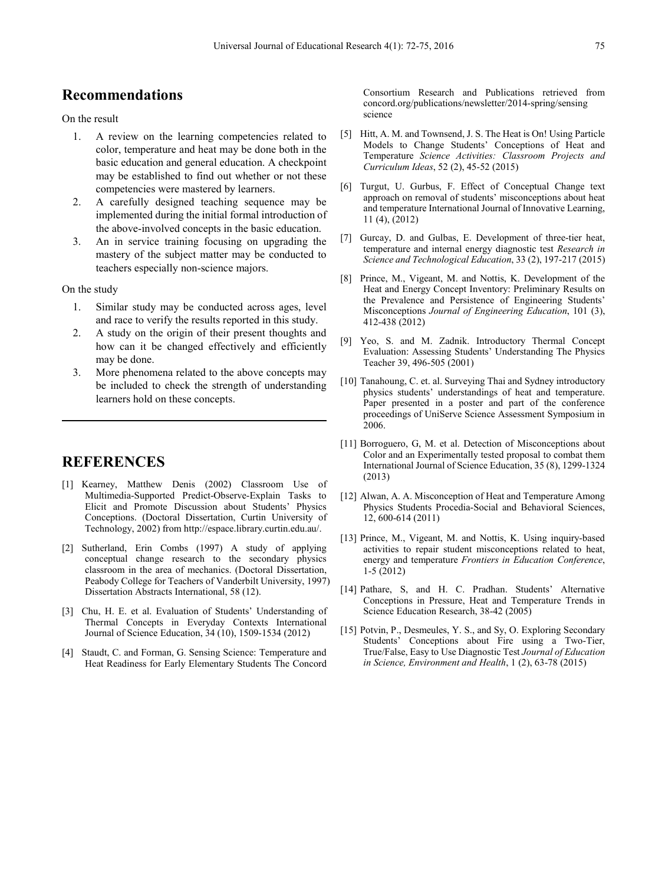## Recommendations

On the result

1. A review on the learning competencies related to color, temperature and heat may be done both in the basic education and general education. A checkpoint may be established to find out whether or not these competencies were mastered by learners.
2. A carefully designed teaching sequence may be implemented during the initial formal introduction of the above-involved concepts in the basic education.
3. An in service training focusing on upgrading the mastery of the subject matter may be conducted to teachers especially non-science majors.

On the study

1. Similar study may be conducted across ages, level and race to verify the results reported in this study.
2. A study on the origin of their present thoughts and how can it be changed effectively and efficiently may be done.
3. More phenomena related to the above concepts may be included to check the strength of understanding learners hold on these concepts.

## REFERENCES

[1] Kearney, Matthew Denis (2002) Classroom Use of Multimedia-Supported Predict-Observe-Explain Tasks to Elicit and Promote Discussion about Students' Physics Conceptions. (Doctoral Dissertation, Curtin University of Technology, 2002) from http://espace.library.curtin.edu.au/.

[2] Sutherland, Erin Combs (1997) A study of applying conceptual change research to the secondary physics classroom in the area of mechanics. (Doctoral Dissertation, Peabody College for Teachers of Vanderbilt University, 1997) Dissertation Abstracts International, 58 (12).

[3] Chu, H. E. et al. Evaluation of Students' Understanding of Thermal Concepts in Everyday Contexts International Journal of Science Education, 34 (10), 1509-1534 (2012)

[4] Staudt, C. and Forman, G. Sensing Science: Temperature and Heat Readiness for Early Elementary Students The Concord Consortium Research and Publications retrieved from concord.org/publications/newsletter/2014-spring/sensing science

[5] Hitt, A. M. and Townsend, J. S. The Heat is On! Using Particle Models to Change Students' Conceptions of Heat and Temperature *Science Activities: Classroom Projects and Curriculum Ideas*, 52 (2), 45-52 (2015)

[6] Turgut, U. Gurbus, F. Effect of Conceptual Change text approach on removal of students' misconceptions about heat and temperature International Journal of Innovative Learning, 11 (4), (2012)

[7] Gurcay, D. and Gulbas, E. Development of three-tier heat, temperature and internal energy diagnostic test *Research in Science and Technological Education*, 33 (2), 197-217 (2015)

[8] Prince, M., Vigeant, M. and Nottis, K. Development of the Heat and Energy Concept Inventory: Preliminary Results on the Prevalence and Persistence of Engineering Students' Misconceptions *Journal of Engineering Education*, 101 (3), 412-438 (2012)

[9] Yeo, S. and M. Zadnik. Introductory Thermal Concept Evaluation: Assessing Students' Understanding The Physics Teacher 39, 496-505 (2001)

[10] Tanahoung, C. et. al. Surveying Thai and Sydney introductory physics students' understandings of heat and temperature. Paper presented in a poster and part of the conference proceedings of UniServe Science Assessment Symposium in 2006.

[11] Borroguero, G, M. et al. Detection of Misconceptions about Color and an Experimentally tested proposal to combat them International Journal of Science Education, 35 (8), 1299-1324 (2013)

[12] Alwan, A. A. Misconception of Heat and Temperature Among Physics Students Procedia-Social and Behavioral Sciences, 12, 600-614 (2011)

[13] Prince, M., Vigeant, M. and Nottis, K. Using inquiry-based activities to repair student misconceptions related to heat, energy and temperature *Frontiers in Education Conference*, 1-5 (2012)

[14] Pathare, S, and H. C. Pradhan. Students' Alternative Conceptions in Pressure, Heat and Temperature Trends in Science Education Research, 38-42 (2005)

[15] Potvin, P., Desmeules, Y. S., and Sy, O. Exploring Secondary Students' Conceptions about Fire using a Two-Tier, True/False, Easy to Use Diagnostic Test *Journal of Education in Science, Environment and Health*, 1 (2), 63-78 (2015)